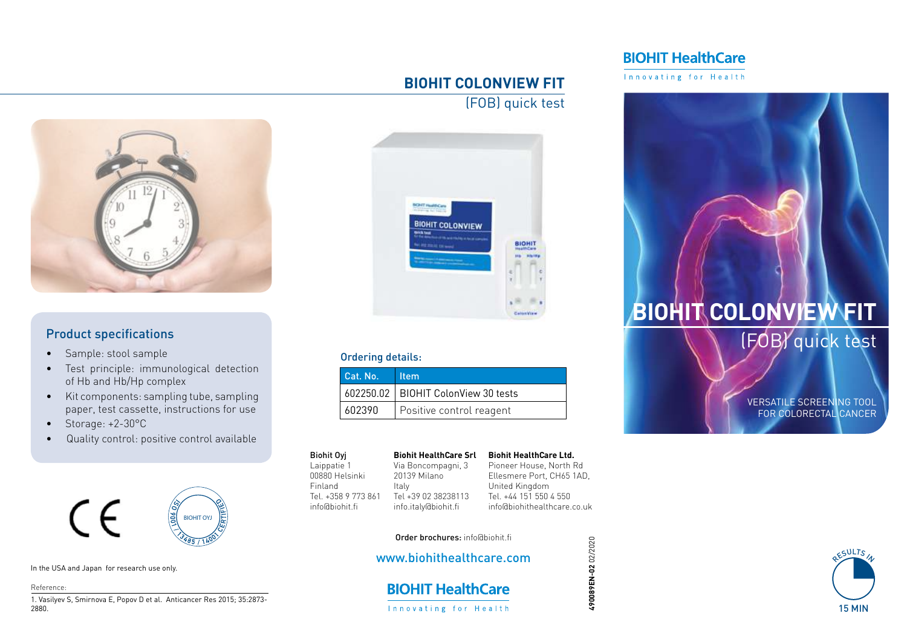## Product specifications

- Sample: stool sample
- Test principle: immunological detection of Hb and Hb/Hp complex
- Kit components: sampling tube, sampling paper, test cassette, instructions for use
- Storage: +2-30°C
- Quality control: positive control available

In the USA and Japan for research use only.

Reference:

1. Vasilyev S, Smirnova E, Popov D et al. Anticancer Res 2015; 35:2873-2880.

# BIOHIT COLONVIEW FIT

(FOB) quick test

### Ordering details:

| Cat. No. | Item |
| --- | --- |
| 602250.02 | BIOHIT ColonView 30 tests |
| 602390 | Positive control reagent |

**Biohit Oyj**
Laippatie 1
00880 Helsinki
Finland
Tel. +358 9 773 861
info@biohit.fi

**Biohit HealthCare Srl**
Via Boncompagni, 3
20139 Milano
Italy
Tel +39 02 38238113
info.italy@biohit.fi

**Biohit HealthCare Ltd.**
Pioneer House, North Rd
Ellesmere Port, CH65 1AD,
United Kingdom
Tel. +44 151 550 4 550
info@biohithealthcare.co.uk

**Order brochures:** info@biohit.fi

www.biohithealthcare.com

BIOHIT HealthCare
Innovating for Health

**490089EN-02** 02/2020

BIOHIT HealthCare
Innovating for Health

# BIOHIT COLONVIEW FIT

(FOB) quick test

VERSATILE SCREENING TOOL FOR COLORECTAL CANCER

RESULTS IN 15 MIN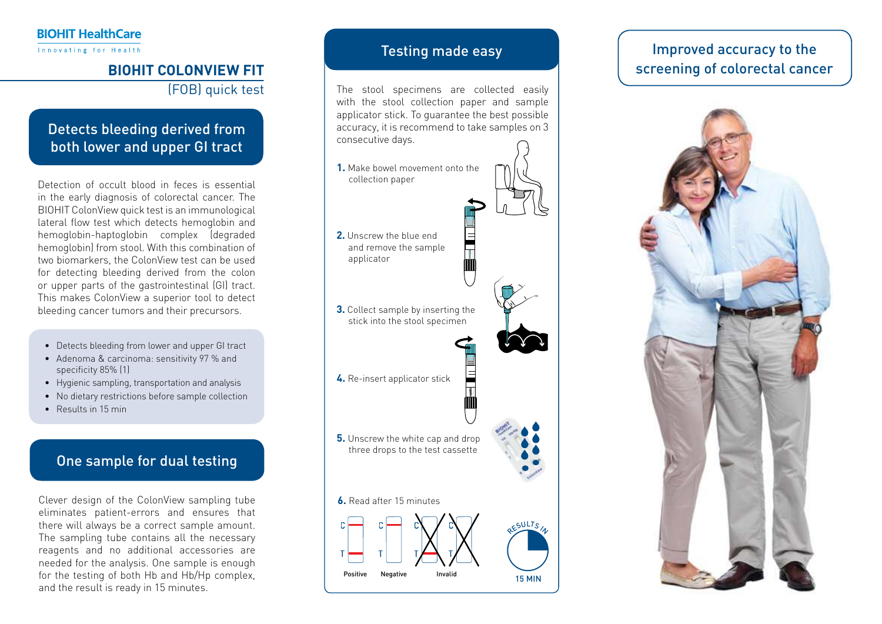BIOHIT HealthCare

Innovating for Health

# BIOHIT COLONVIEW FIT

(FOB) quick test

## Detects bleeding derived from both lower and upper GI tract

Detection of occult blood in feces is essential in the early diagnosis of colorectal cancer. The BIOHIT ColonView quick test is an immunological lateral flow test which detects hemoglobin and hemoglobin-haptoglobin complex (degraded hemoglobin) from stool. With this combination of two biomarkers, the ColonView test can be used for detecting bleeding derived from the colon or upper parts of the gastrointestinal (GI) tract. This makes ColonView a superior tool to detect bleeding cancer tumors and their precursors.

- Detects bleeding from lower and upper GI tract
- Adenoma & carcinoma: sensitivity 97 % and specificity 85% (1)
- Hygienic sampling, transportation and analysis
- No dietary restrictions before sample collection
- Results in 15 min

## One sample for dual testing

Clever design of the ColonView sampling tube eliminates patient-errors and ensures that there will always be a correct sample amount. The sampling tube contains all the necessary reagents and no additional accessories are needed for the analysis. One sample is enough for the testing of both Hb and Hb/Hp complex, and the result is ready in 15 minutes.

## Testing made easy

The stool specimens are collected easily with the stool collection paper and sample applicator stick. To guarantee the best possible accuracy, it is recommend to take samples on 3 consecutive days.

1. Make bowel movement onto the collection paper
2. Unscrew the blue end and remove the sample applicator
3. Collect sample by inserting the stick into the stool specimen
4. Re-insert applicator stick
5. Unscrew the white cap and drop three drops to the test cassette
6. Read after 15 minutes

C
T
Positive
Negative
Invalid

RESULTS IN
15 MIN

## Improved accuracy to the screening of colorectal cancer